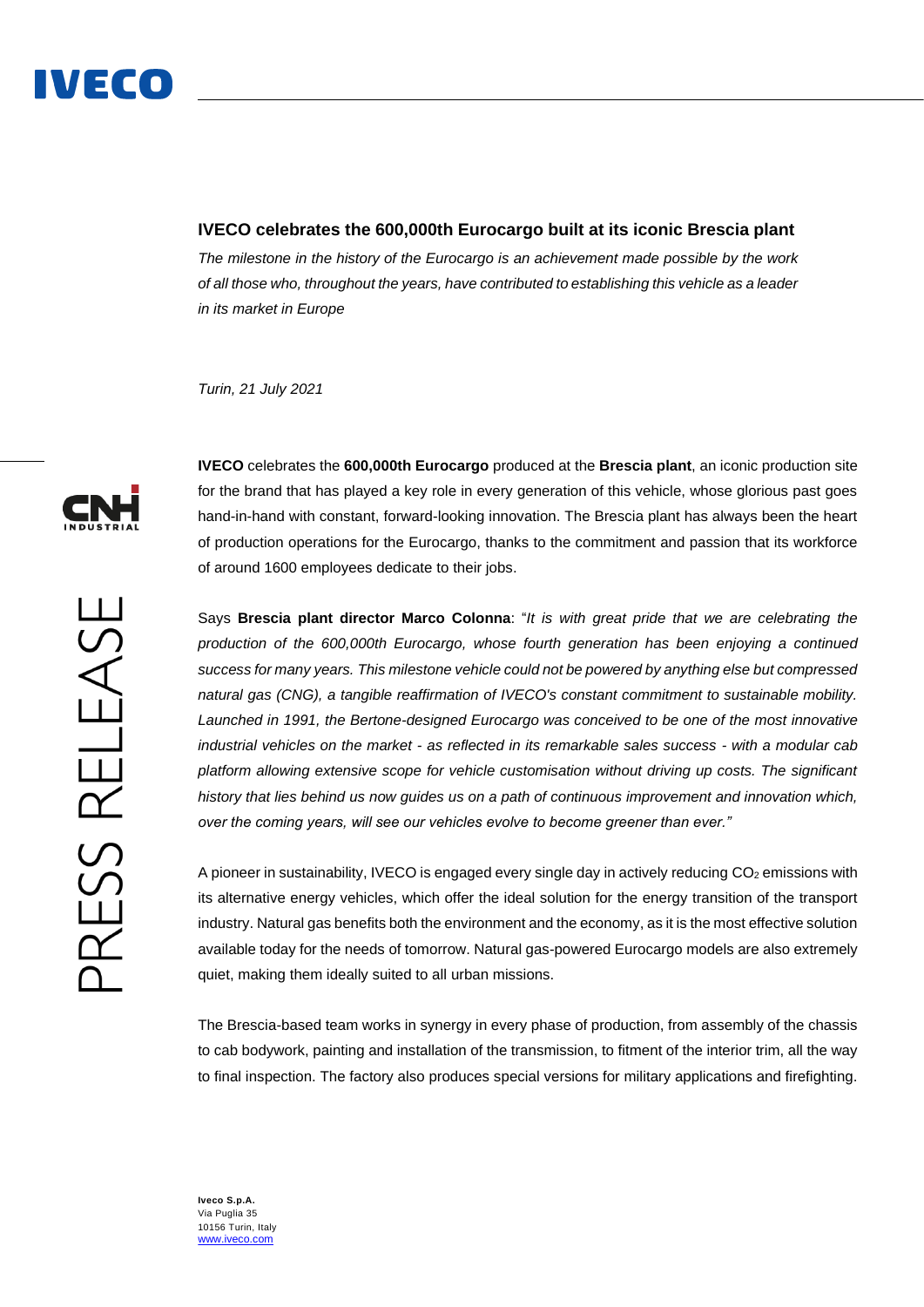# IVECO celebrates the 600,000th Eurocargo built at its iconic Brescia plant

*The milestone in the history of the Eurocargo is an achievement made possible by the work of all those who, throughout the years, have contributed to establishing this vehicle as a leader in its market in Europe*

*Turin, 21 July 2021*

**IVECO** celebrates the **600,000th Eurocargo** produced at the **Brescia plant**, an iconic production site for the brand that has played a key role in every generation of this vehicle, whose glorious past goes hand-in-hand with constant, forward-looking innovation. The Brescia plant has always been the heart of production operations for the Eurocargo, thanks to the commitment and passion that its workforce of around 1600 employees dedicate to their jobs.

Says **Brescia plant director Marco Colonna**: "*It is with great pride that we are celebrating the production of the 600,000th Eurocargo, whose fourth generation has been enjoying a continued success for many years. This milestone vehicle could not be powered by anything else but compressed natural gas (CNG), a tangible reaffirmation of IVECO's constant commitment to sustainable mobility. Launched in 1991, the Bertone-designed Eurocargo was conceived to be one of the most innovative industrial vehicles on the market - as reflected in its remarkable sales success - with a modular cab platform allowing extensive scope for vehicle customisation without driving up costs. The significant history that lies behind us now guides us on a path of continuous improvement and innovation which, over the coming years, will see our vehicles evolve to become greener than ever.*"

A pioneer in sustainability, IVECO is engaged every single day in actively reducing $CO_2$ emissions with its alternative energy vehicles, which offer the ideal solution for the energy transition of the transport industry. Natural gas benefits both the environment and the economy, as it is the most effective solution available today for the needs of tomorrow. Natural gas-powered Eurocargo models are also extremely quiet, making them ideally suited to all urban missions.

The Brescia-based team works in synergy in every phase of production, from assembly of the chassis to cab bodywork, painting and installation of the transmission, to fitment of the interior trim, all the way to final inspection. The factory also produces special versions for military applications and firefighting.

**Iveco S.p.A.**
Via Puglia 35
10156 Turin, Italy
www.iveco.com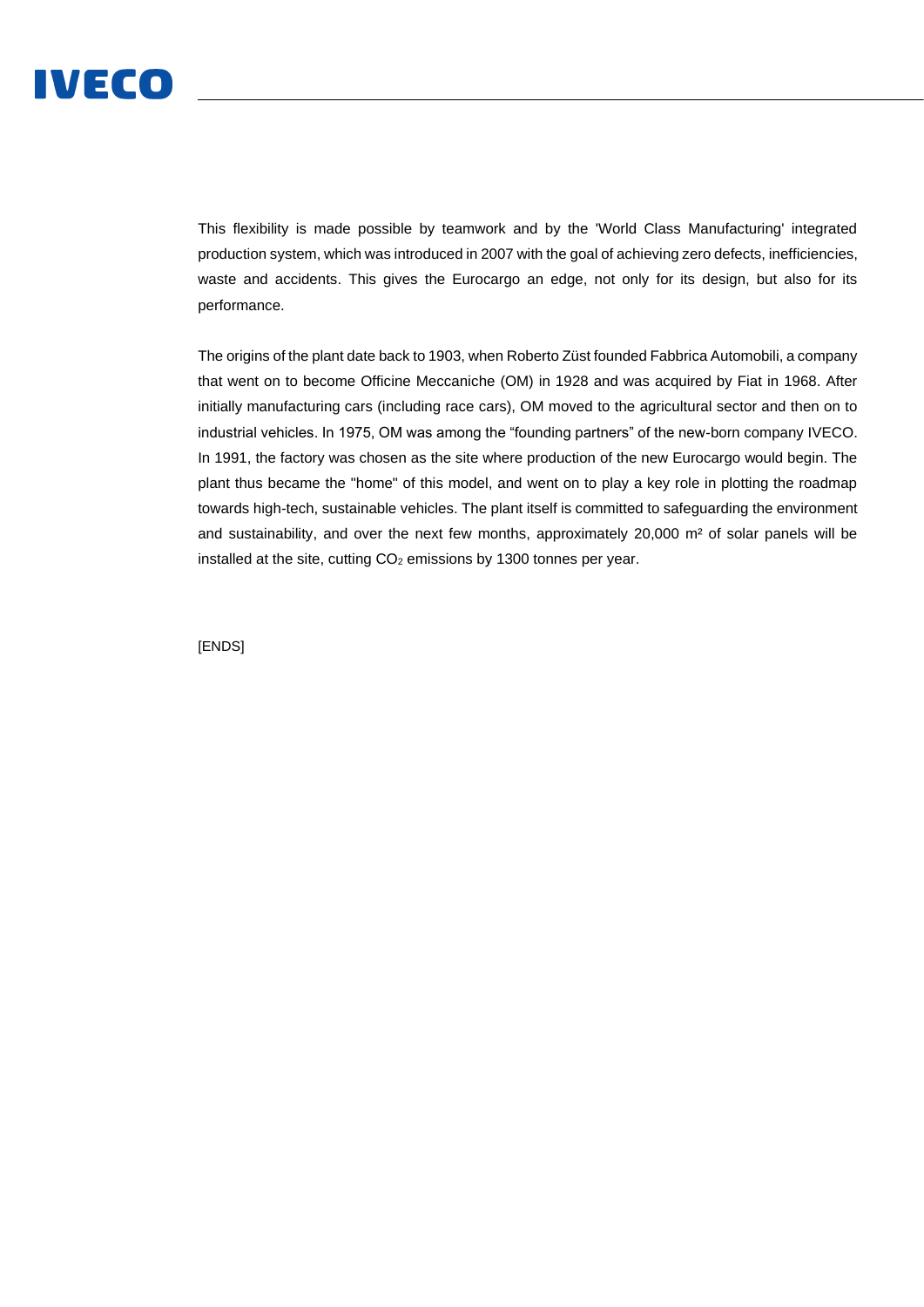This flexibility is made possible by teamwork and by the 'World Class Manufacturing' integrated production system, which was introduced in 2007 with the goal of achieving zero defects, inefficiencies, waste and accidents. This gives the Eurocargo an edge, not only for its design, but also for its performance.

The origins of the plant date back to 1903, when Roberto Züst founded Fabbrica Automobili, a company that went on to become Officine Meccaniche (OM) in 1928 and was acquired by Fiat in 1968. After initially manufacturing cars (including race cars), OM moved to the agricultural sector and then on to industrial vehicles. In 1975, OM was among the “founding partners” of the new-born company IVECO. In 1991, the factory was chosen as the site where production of the new Eurocargo would begin. The plant thus became the "home" of this model, and went on to play a key role in plotting the roadmap towards high-tech, sustainable vehicles. The plant itself is committed to safeguarding the environment and sustainability, and over the next few months, approximately 20,000 $m^2$ of solar panels will be installed at the site, cutting $CO_2$ emissions by 1300 tonnes per year.

[ENDS]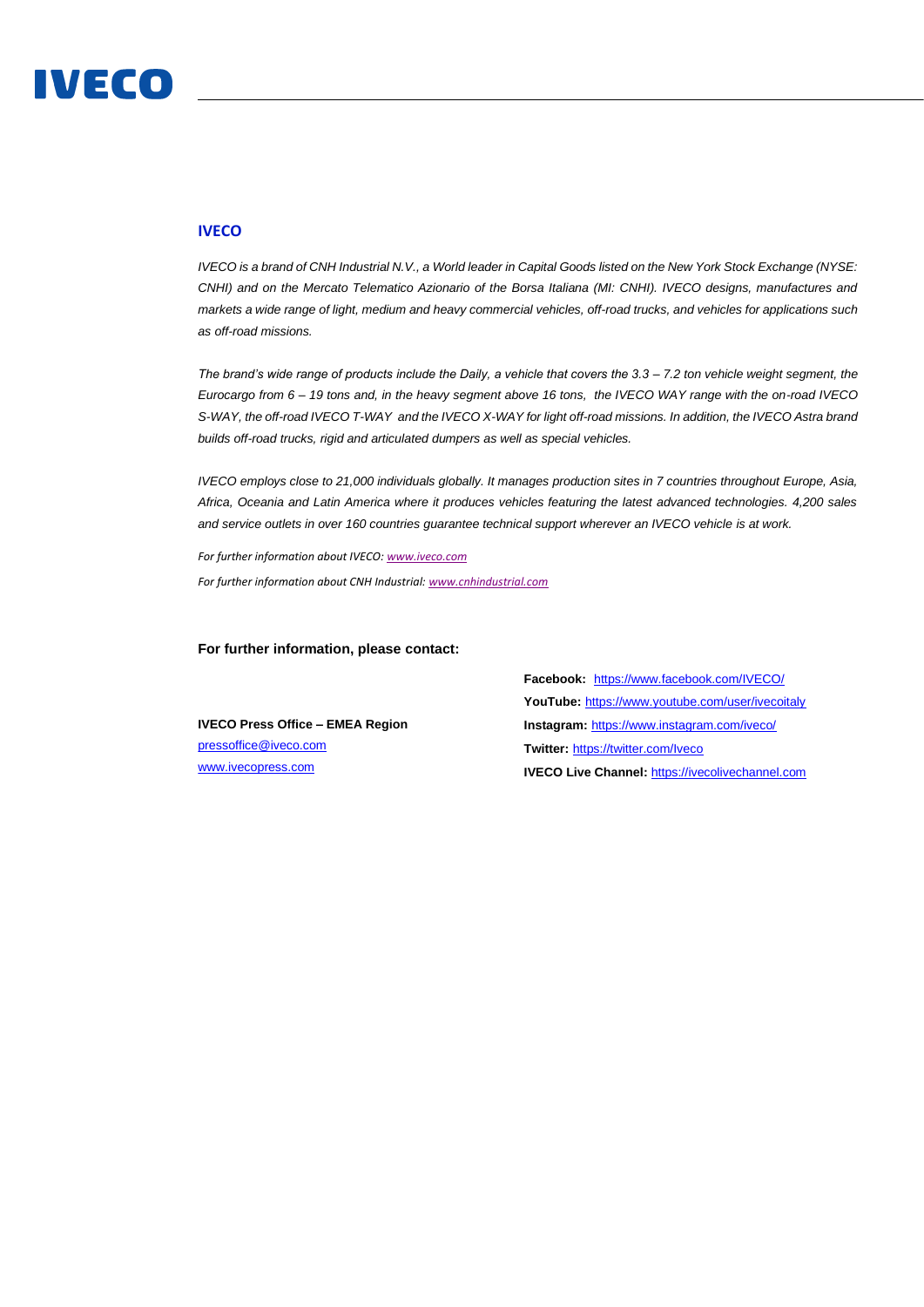## IVECO

*IVECO is a brand of CNH Industrial N.V., a World leader in Capital Goods listed on the New York Stock Exchange (NYSE: CNHI) and on the Mercato Telematico Azionario of the Borsa Italiana (MI: CNHI). IVECO designs, manufactures and markets a wide range of light, medium and heavy commercial vehicles, off-road trucks, and vehicles for applications such as off-road missions.*

*The brand's wide range of products include the Daily, a vehicle that covers the 3.3 – 7.2 ton vehicle weight segment, the Eurocargo from 6 – 19 tons and, in the heavy segment above 16 tons, the IVECO WAY range with the on-road IVECO S-WAY, the off-road IVECO T-WAY and the IVECO X-WAY for light off-road missions. In addition, the IVECO Astra brand builds off-road trucks, rigid and articulated dumpers as well as special vehicles.*

*IVECO employs close to 21,000 individuals globally. It manages production sites in 7 countries throughout Europe, Asia, Africa, Oceania and Latin America where it produces vehicles featuring the latest advanced technologies. 4,200 sales and service outlets in over 160 countries guarantee technical support wherever an IVECO vehicle is at work.*

*For further information about IVECO: www.iveco.com*

*For further information about CNH Industrial: www.cnhindustrial.com*

**For further information, please contact:**

**IVECO Press Office – EMEA Region**
pressoffice@iveco.com
www.ivecopress.com

**Facebook:** https://www.facebook.com/IVECO/
**YouTube:** https://www.youtube.com/user/ivecoitaly
**Instagram:** https://www.instagram.com/iveco/
**Twitter:** https://twitter.com/Iveco
**IVECO Live Channel:** https://ivecolivechannel.com